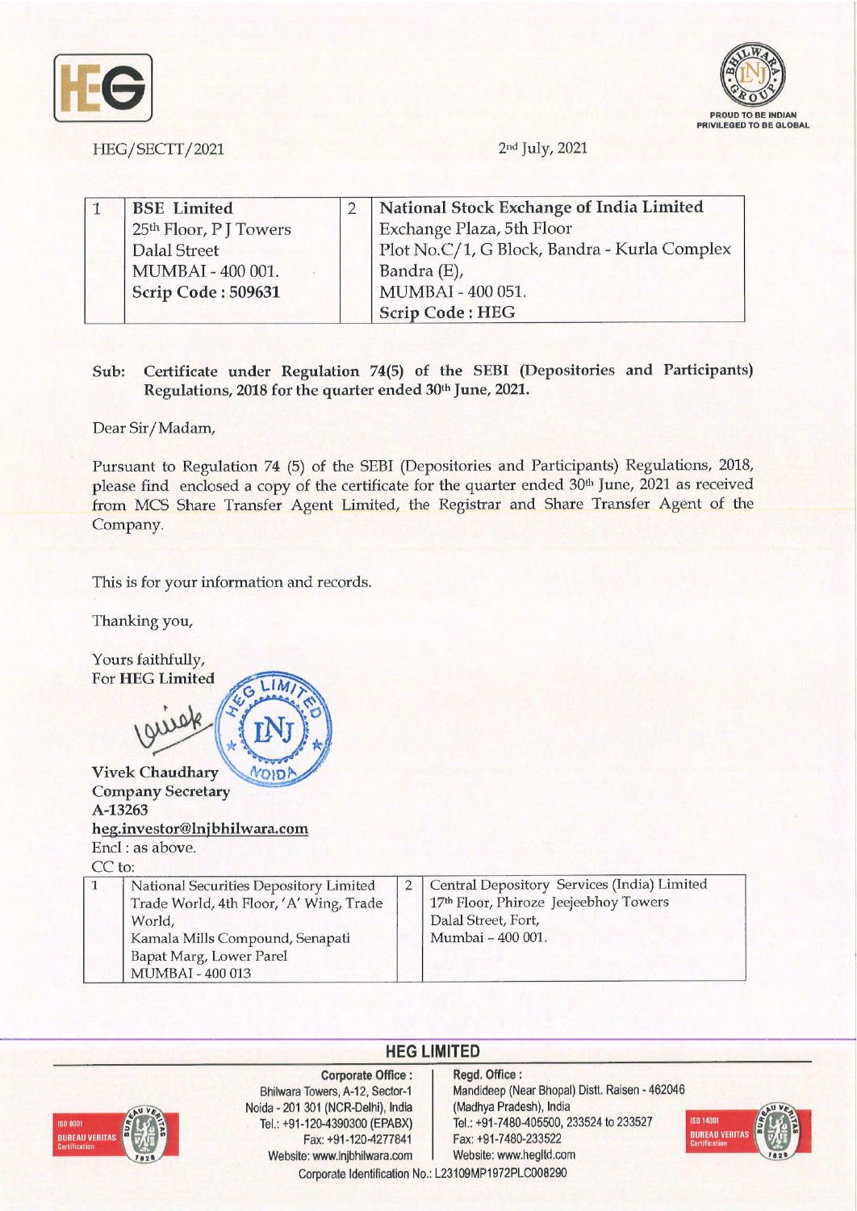HEG/SECTT/2021

2nd July, 2021

| 1 | **BSE Limited**<br>25th Floor, P J Towers<br>Dalal Street<br>MUMBAI - 400 001.<br>**Scrip Code : 509631** | 2 | **National Stock Exchange of India Limited**<br>Exchange Plaza, 5th Floor<br>Plot No.C/1, G Block, Bandra - Kurla Complex<br>Bandra (E),<br>MUMBAI - 400 051.<br>**Scrip Code : HEG** |
|---|---|---|---|

**Sub: Certificate under Regulation 74(5) of the SEBI (Depositories and Participants) Regulations, 2018 for the quarter ended 30th June, 2021.**

Dear Sir/Madam,

Pursuant to Regulation 74 (5) of the SEBI (Depositories and Participants) Regulations, 2018, please find enclosed a copy of the certificate for the quarter ended 30th June, 2021 as received from MCS Share Transfer Agent Limited, the Registrar and Share Transfer Agent of the Company.

This is for your information and records.

Thanking you,

Yours faithfully,
For **HEG Limited**

**Vivek Chaudhary**
**Company Secretary**
**A-13263**
**heg.investor@lnjbhilwara.com**

Encl : as above.

CC to:

| 1 | National Securities Depository Limited<br>Trade World, 4th Floor, 'A' Wing, Trade World,<br>Kamala Mills Compound, Senapati Bapat Marg, Lower Parel<br>MUMBAI - 400 013 | 2 | Central Depository Services (India) Limited<br>17th Floor, Phiroze Jeejeebhoy Towers<br>Dalal Street, Fort,<br>Mumbai – 400 001. |
|---|---|---|---|

**HEG LIMITED**

**Corporate Office :**
Bhilwara Towers, A-12, Sector-1
Noida - 201 301 (NCR-Delhi), India
Tel.: +91-120-4390300 (EPABX)
Fax: +91-120-4277841
Website: www.lnjbhilwara.com

**Regd. Office :**
Mandideep (Near Bhopal) Distt. Raisen - 462046
(Madhya Pradesh), India
Tel.: +91-7480-405500, 233524 to 233527
Fax: +91-7480-233522
Website: www.hegltd.com

Corporate Identification No.: L23109MP1972PLC008290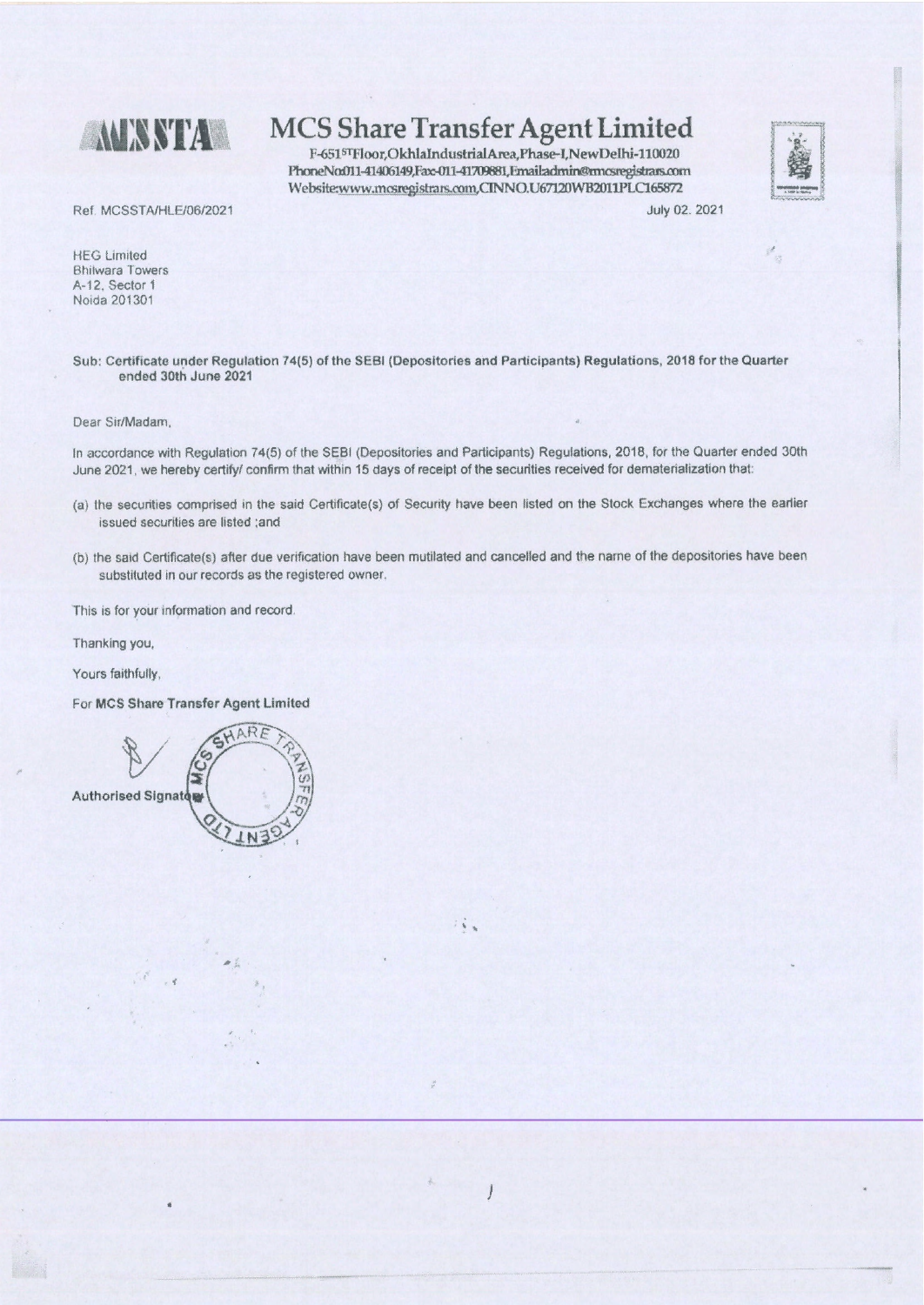# MCS Share Transfer Agent Limited

F-65 1ST Floor, Okhla Industrial Area, Phase-I, New Delhi-110020
Phone No:011-41406149, Fax:011-41709881, Email:admin@mcsregistrars.com
Website:www.mcsregistrars.com, CIN NO.U67120WB2011PLC165872

Ref. MCSSTA/HLE/06/2021

July 02. 2021

HEG Limited
Bhilwara Towers
A-12, Sector 1
Noida 201301

**Sub: Certificate under Regulation 74(5) of the SEBI (Depositories and Participants) Regulations, 2018 for the Quarter ended 30th June 2021**

Dear Sir/Madam,

In accordance with Regulation 74(5) of the SEBI (Depositories and Participants) Regulations, 2018, for the Quarter ended 30th June 2021, we hereby certify/ confirm that within 15 days of receipt of the securities received for dematerialization that:

(a) the securities comprised in the said Certificate(s) of Security have been listed on the Stock Exchanges where the earlier issued securities are listed ;and

(b) the said Certificate(s) after due verification have been mutilated and cancelled and the name of the depositories have been substituted in our records as the registered owner.

This is for your information and record.

Thanking you,

Yours faithfully,

For **MCS Share Transfer Agent Limited**

**Authorised Signatory**